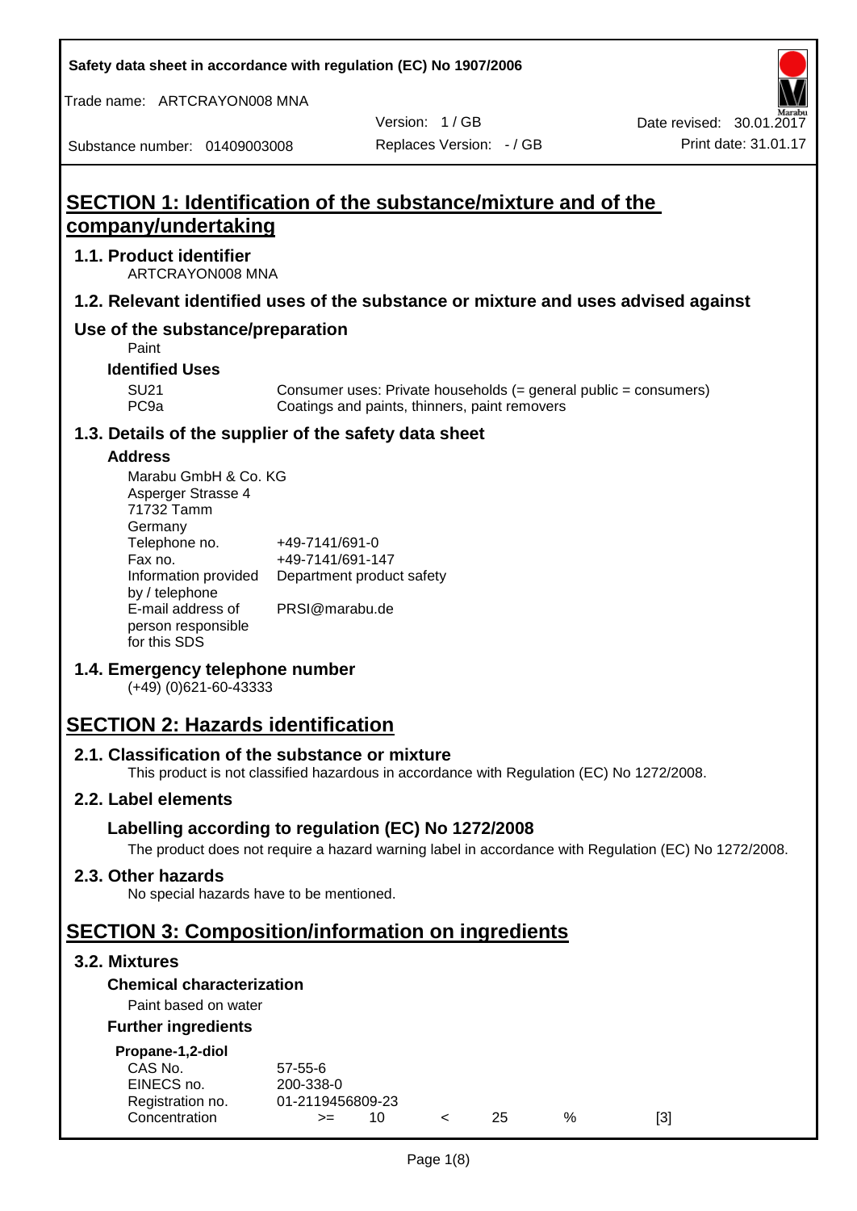# SECTION 1: Identification of the substance/mixture and of the company/undertaking

## 1.1. Product identifier

ARTCRAYON008 MNA

## 1.2. Relevant identified uses of the substance or mixture and uses advised against

### Use of the substance/preparation

Paint

**Identified Uses**

| | |
|---|---|
| SU21 | Consumer uses: Private households (= general public = consumers) |
| PC9a | Coatings and paints, thinners, paint removers |

## 1.3. Details of the supplier of the safety data sheet

**Address**

Marabu GmbH & Co. KG
Asperger Strasse 4
71732 Tamm
Germany

| | |
|---|---|
| Telephone no. | +49-7141/691-0 |
| Fax no. | +49-7141/691-147 |
| Information provided by / telephone | Department product safety |
| E-mail address of person responsible for this SDS | PRSI@marabu.de |

## 1.4. Emergency telephone number

(+49) (0)621-60-43333

# SECTION 2: Hazards identification

## 2.1. Classification of the substance or mixture

This product is not classified hazardous in accordance with Regulation (EC) No 1272/2008.

## 2.2. Label elements

### Labelling according to regulation (EC) No 1272/2008

The product does not require a hazard warning label in accordance with Regulation (EC) No 1272/2008.

## 2.3. Other hazards

No special hazards have to be mentioned.

# SECTION 3: Composition/information on ingredients

## 3.2. Mixtures

**Chemical characterization**

Paint based on water

**Further ingredients**

**Propane-1,2-diol**

| | | | | | | |
|---|---|---|---|---|---|---|
| CAS No. | 57-55-6 | | | | | |
| EINECS no. | 200-338-0 | | | | | |
| Registration no. | 01-2119456809-23 | | | | | |
| Concentration | >= | 10 | < | 25 | % | [3] |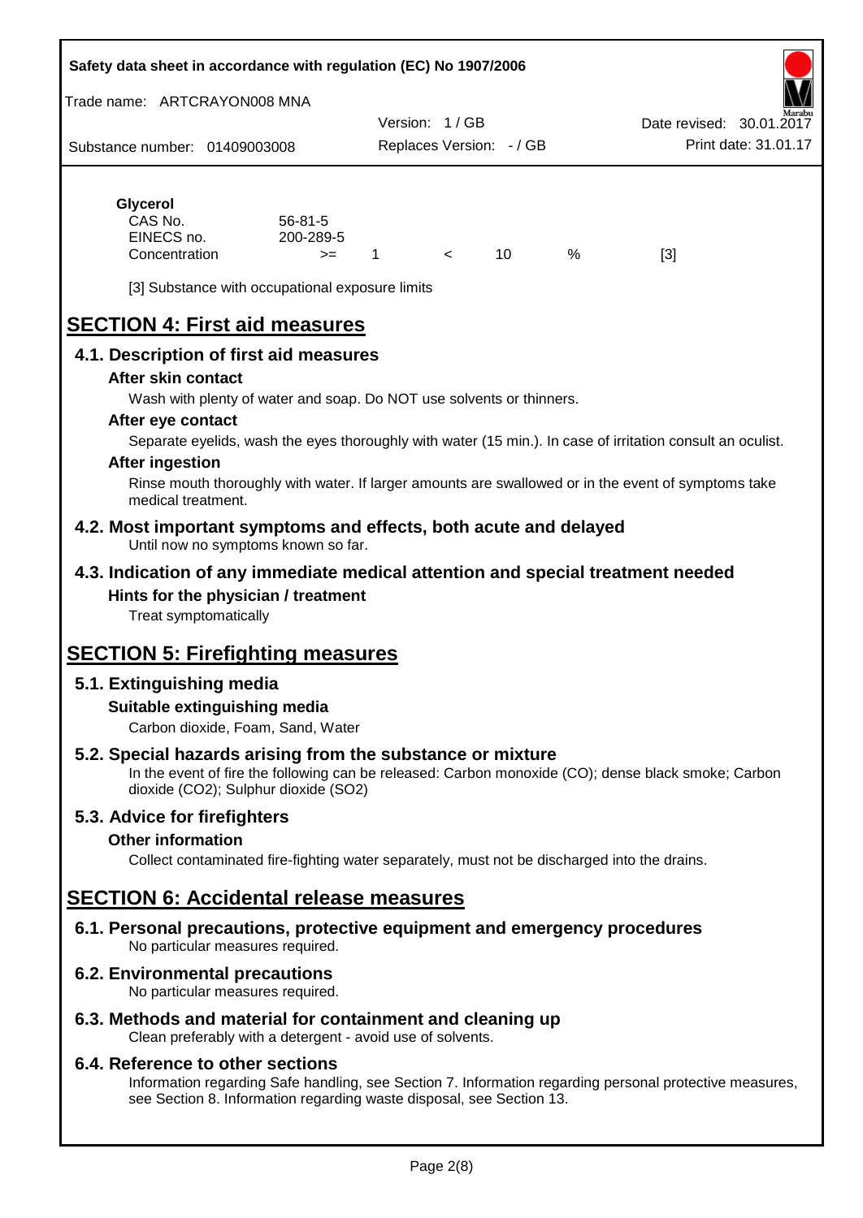**Glycerol**

| | | | | | | |
|---|---|---|---|---|---|---|
| CAS No. | 56-81-5 | | | | | |
| EINECS no. | 200-289-5 | | | | | |
| Concentration | >= | 1 | < | 10 | % | [3] |

[3] Substance with occupational exposure limits

# SECTION 4: First aid measures

## 4.1. Description of first aid measures

### After skin contact

Wash with plenty of water and soap. Do NOT use solvents or thinners.

### After eye contact

Separate eyelids, wash the eyes thoroughly with water (15 min.). In case of irritation consult an oculist.

### After ingestion

Rinse mouth thoroughly with water. If larger amounts are swallowed or in the event of symptoms take medical treatment.

## 4.2. Most important symptoms and effects, both acute and delayed

Until now no symptoms known so far.

## 4.3. Indication of any immediate medical attention and special treatment needed

### Hints for the physician / treatment

Treat symptomatically

# SECTION 5: Firefighting measures

## 5.1. Extinguishing media

### Suitable extinguishing media

Carbon dioxide, Foam, Sand, Water

## 5.2. Special hazards arising from the substance or mixture

In the event of fire the following can be released: Carbon monoxide (CO); dense black smoke; Carbon dioxide ($CO_2$); Sulphur dioxide ($SO_2$)

## 5.3. Advice for firefighters

### Other information

Collect contaminated fire-fighting water separately, must not be discharged into the drains.

# SECTION 6: Accidental release measures

## 6.1. Personal precautions, protective equipment and emergency procedures

No particular measures required.

## 6.2. Environmental precautions

No particular measures required.

## 6.3. Methods and material for containment and cleaning up

Clean preferably with a detergent - avoid use of solvents.

## 6.4. Reference to other sections

Information regarding Safe handling, see Section 7. Information regarding personal protective measures, see Section 8. Information regarding waste disposal, see Section 13.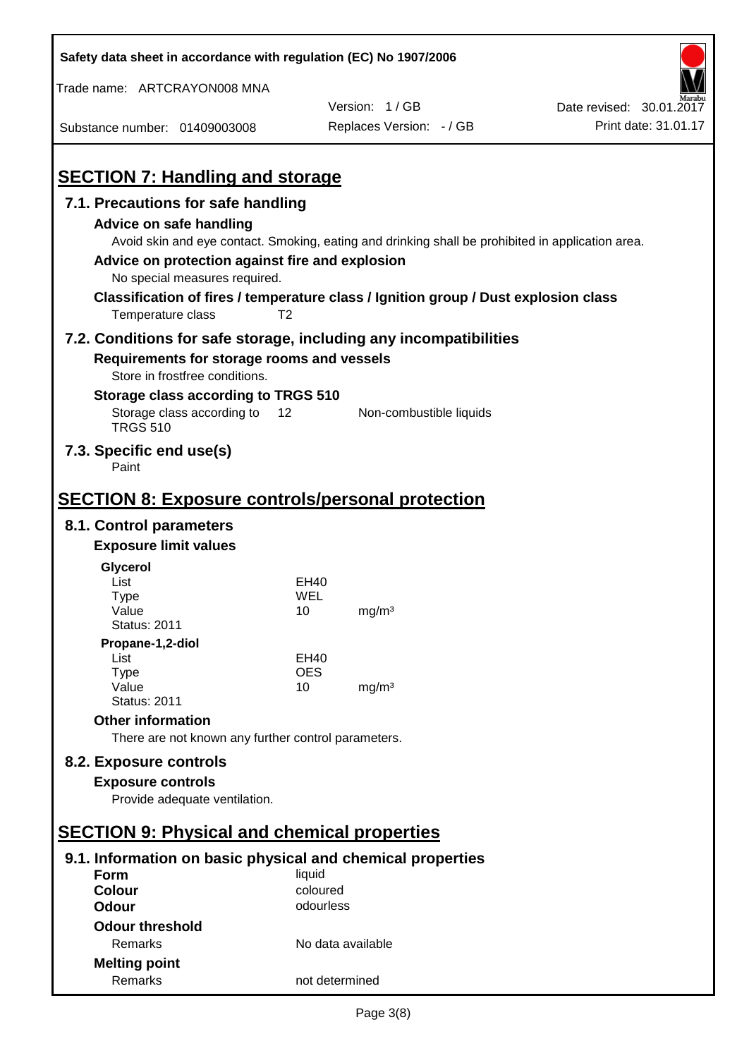## SECTION 7: Handling and storage

### 7.1. Precautions for safe handling

**Advice on safe handling**

Avoid skin and eye contact. Smoking, eating and drinking shall be prohibited in application area.

**Advice on protection against fire and explosion**

No special measures required.

**Classification of fires / temperature class / Ignition group / Dust explosion class**

| | |
|---|---|
| Temperature class | T2 |

### 7.2. Conditions for safe storage, including any incompatibilities

**Requirements for storage rooms and vessels**

Store in frostfree conditions.

**Storage class according to TRGS 510**

| | | |
|---|---|---|
| Storage class according to TRGS 510 | 12 | Non-combustible liquids |

### 7.3. Specific end use(s)

Paint

## SECTION 8: Exposure controls/personal protection

### 8.1. Control parameters

**Exposure limit values**

**Glycerol**

| | | |
|---|---|---|
| List | EH40 | |
| Type | WEL | |
| Value | 10 | mg/m³ |
| Status: 2011 | | |

**Propane-1,2-diol**

| | | |
|---|---|---|
| List | EH40 | |
| Type | OES | |
| Value | 10 | mg/m³ |
| Status: 2011 | | |

**Other information**

There are not known any further control parameters.

### 8.2. Exposure controls

**Exposure controls**

Provide adequate ventilation.

## SECTION 9: Physical and chemical properties

### 9.1. Information on basic physical and chemical properties

| | |
|---|---|
| **Form** | liquid |
| **Colour** | coloured |
| **Odour** | odourless |
| **Odour threshold** | |
| Remarks | No data available |
| **Melting point** | |
| Remarks | not determined |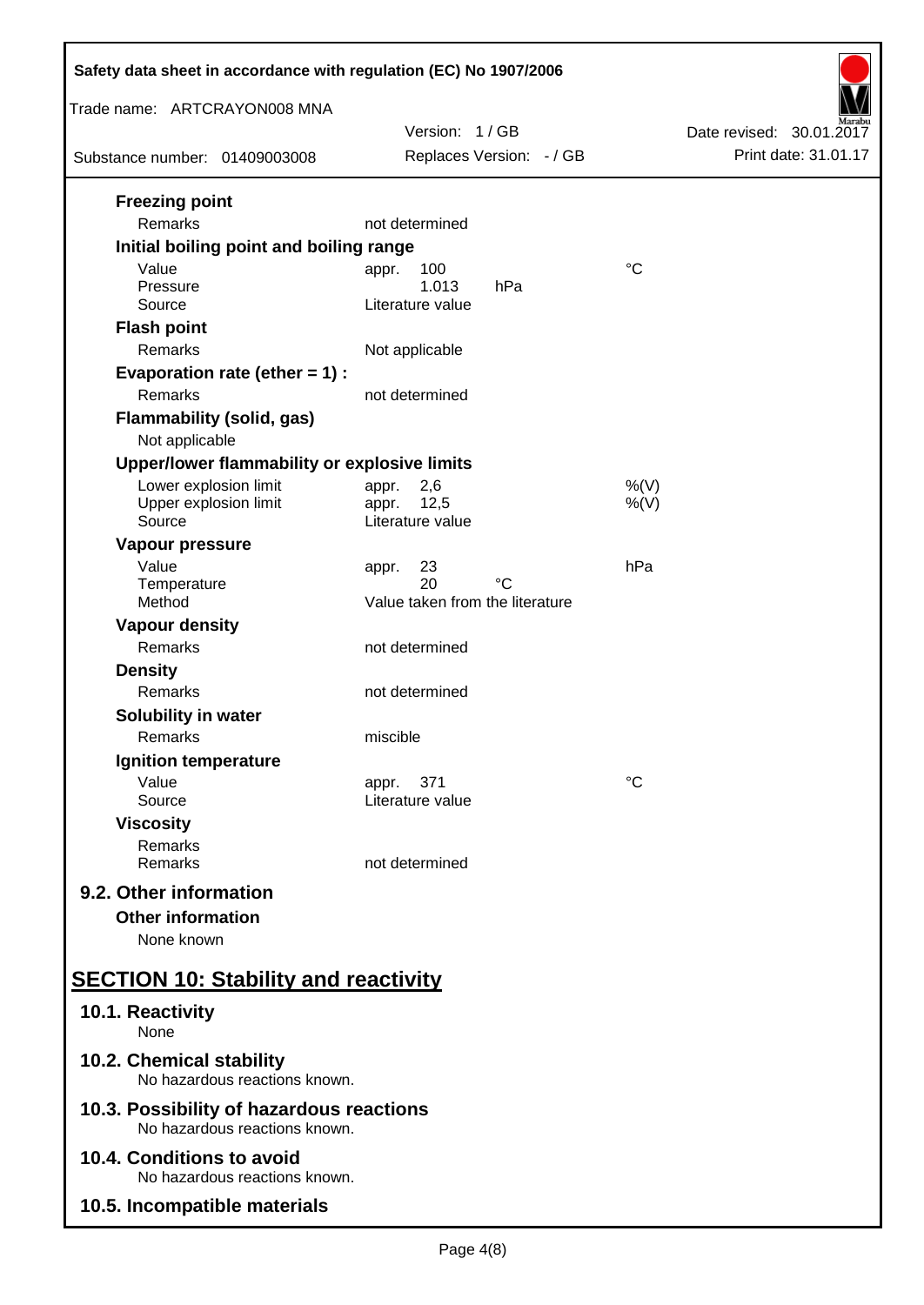**Freezing point**

| | | | |
|---|---|---|---|
| Remarks | not determined | | |

**Initial boiling point and boiling range**

| | | | |
|---|---|---|---|
| Value | appr. 100 | | °C |
| Pressure | 1.013 | hPa | |
| Source | Literature value | | |

**Flash point**

| | |
|---|---|
| Remarks | Not applicable |

**Evaporation rate (ether = 1) :**

| | |
|---|---|
| Remarks | not determined |

**Flammability (solid, gas)**

Not applicable

**Upper/lower flammability or explosive limits**

| | | |
|---|---|---|
| Lower explosion limit | appr. 2,6 | %(V) |
| Upper explosion limit | appr. 12,5 | %(V) |
| Source | Literature value | |

**Vapour pressure**

| | | | |
|---|---|---|---|
| Value | appr. 23 | | hPa |
| Temperature | 20 | °C | |
| Method | Value taken from the literature | | |

**Vapour density**

| | |
|---|---|
| Remarks | not determined |

**Density**

| | |
|---|---|
| Remarks | not determined |

**Solubility in water**

| | |
|---|---|
| Remarks | miscible |

**Ignition temperature**

| | | |
|---|---|---|
| Value | appr. 371 | °C |
| Source | Literature value | |

**Viscosity**

| | |
|---|---|
| Remarks | |
| Remarks | not determined |

## 9.2. Other information

**Other information**

None known

# SECTION 10: Stability and reactivity

## 10.1. Reactivity

None

## 10.2. Chemical stability

No hazardous reactions known.

## 10.3. Possibility of hazardous reactions

No hazardous reactions known.

## 10.4. Conditions to avoid

No hazardous reactions known.

## 10.5. Incompatible materials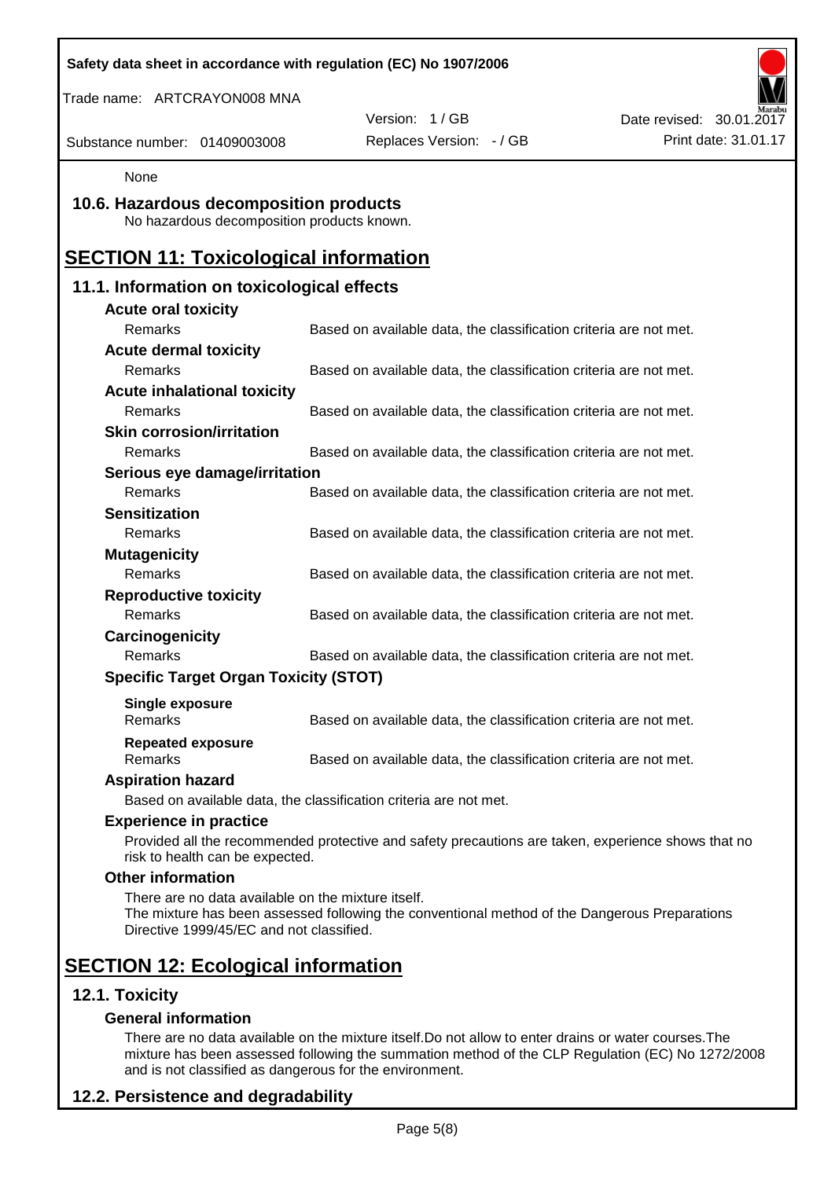None

## 10.6. Hazardous decomposition products

No hazardous decomposition products known.

# SECTION 11: Toxicological information

## 11.1. Information on toxicological effects

**Acute oral toxicity**

| | |
|---|---|
| Remarks | Based on available data, the classification criteria are not met. |

**Acute dermal toxicity**

| | |
|---|---|
| Remarks | Based on available data, the classification criteria are not met. |

**Acute inhalational toxicity**

| | |
|---|---|
| Remarks | Based on available data, the classification criteria are not met. |

**Skin corrosion/irritation**

| | |
|---|---|
| Remarks | Based on available data, the classification criteria are not met. |

**Serious eye damage/irritation**

| | |
|---|---|
| Remarks | Based on available data, the classification criteria are not met. |

**Sensitization**

| | |
|---|---|
| Remarks | Based on available data, the classification criteria are not met. |

**Mutagenicity**

| | |
|---|---|
| Remarks | Based on available data, the classification criteria are not met. |

**Reproductive toxicity**

| | |
|---|---|
| Remarks | Based on available data, the classification criteria are not met. |

**Carcinogenicity**

| | |
|---|---|
| Remarks | Based on available data, the classification criteria are not met. |

**Specific Target Organ Toxicity (STOT)**

**Single exposure**

| | |
|---|---|
| Remarks | Based on available data, the classification criteria are not met. |

**Repeated exposure**

| | |
|---|---|
| Remarks | Based on available data, the classification criteria are not met. |

**Aspiration hazard**

Based on available data, the classification criteria are not met.

**Experience in practice**

Provided all the recommended protective and safety precautions are taken, experience shows that no risk to health can be expected.

**Other information**

There are no data available on the mixture itself.
The mixture has been assessed following the conventional method of the Dangerous Preparations Directive 1999/45/EC and not classified.

# SECTION 12: Ecological information

## 12.1. Toxicity

**General information**

There are no data available on the mixture itself.Do not allow to enter drains or water courses.The mixture has been assessed following the summation method of the CLP Regulation (EC) No 1272/2008 and is not classified as dangerous for the environment.

## 12.2. Persistence and degradability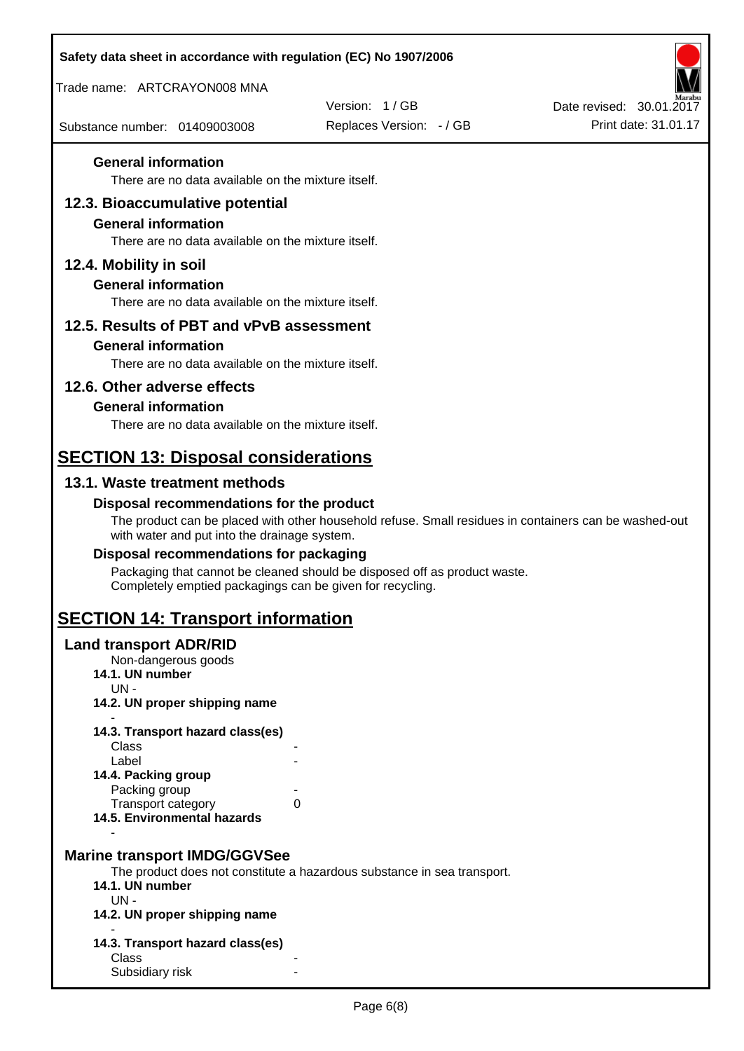#### General information

There are no data available on the mixture itself.

### 12.3. Bioaccumulative potential

#### General information

There are no data available on the mixture itself.

### 12.4. Mobility in soil

#### General information

There are no data available on the mixture itself.

### 12.5. Results of PBT and vPvB assessment

#### General information

There are no data available on the mixture itself.

### 12.6. Other adverse effects

#### General information

There are no data available on the mixture itself.

## SECTION 13: Disposal considerations

### 13.1. Waste treatment methods

#### Disposal recommendations for the product

The product can be placed with other household refuse. Small residues in containers can be washed-out with water and put into the drainage system.

#### Disposal recommendations for packaging

Packaging that cannot be cleaned should be disposed off as product waste.
Completely emptied packagings can be given for recycling.

## SECTION 14: Transport information

### Land transport ADR/RID

Non-dangerous goods

**14.1. UN number**

UN -

**14.2. UN proper shipping name**

-

**14.3. Transport hazard class(es)**

Class -
Label -

**14.4. Packing group**

Packing group -
Transport category 0

**14.5. Environmental hazards**

-

### Marine transport IMDG/GGVSee

The product does not constitute a hazardous substance in sea transport.

**14.1. UN number**

UN -

**14.2. UN proper shipping name**

-

**14.3. Transport hazard class(es)**

Class -
Subsidiary risk -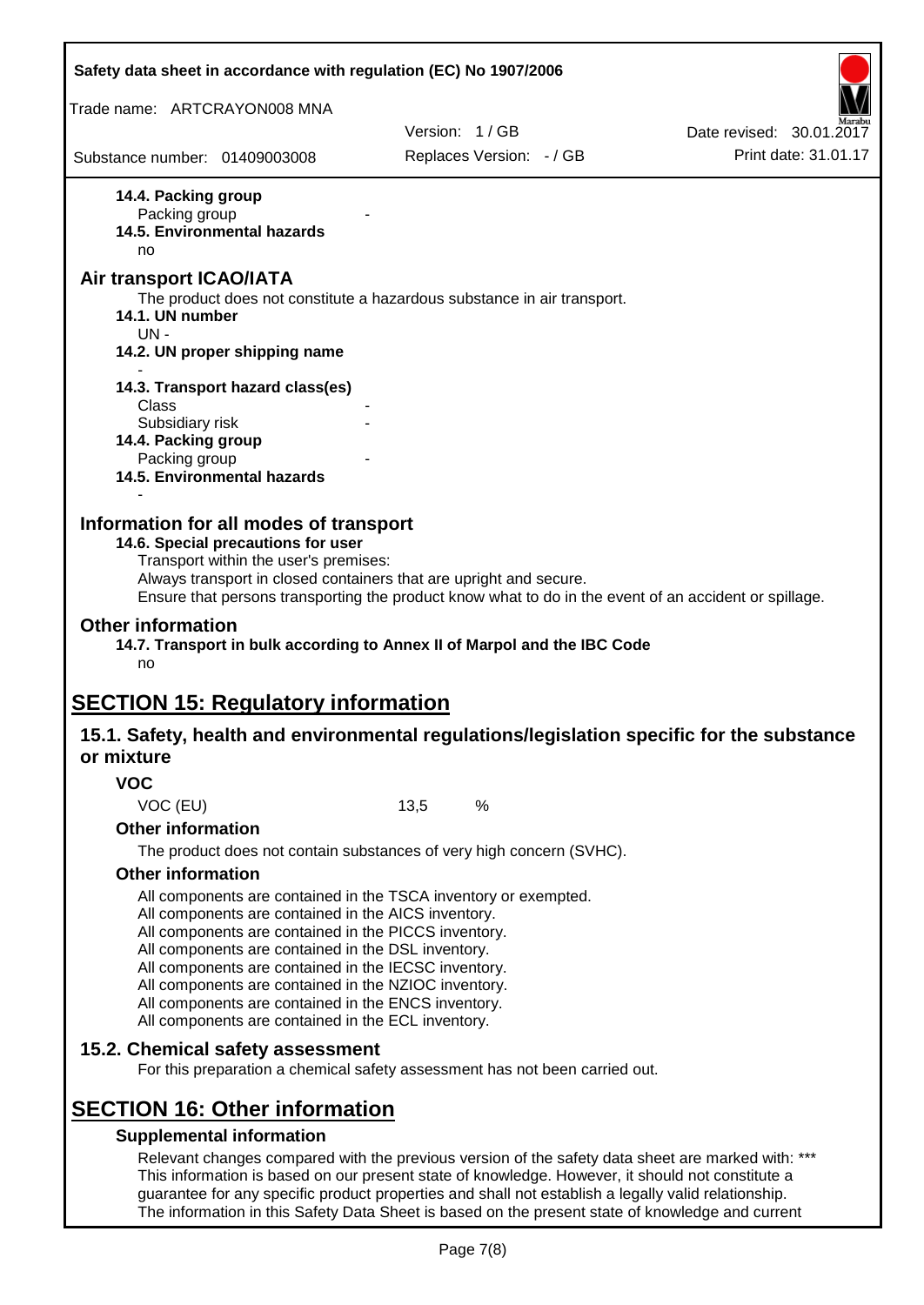**14.4. Packing group**

Packing group -

**14.5. Environmental hazards**

no

## Air transport ICAO/IATA

The product does not constitute a hazardous substance in air transport.

**14.1. UN number**

UN -

**14.2. UN proper shipping name**

-

**14.3. Transport hazard class(es)**

Class -

Subsidiary risk -

**14.4. Packing group**

Packing group -

**14.5. Environmental hazards**

-

## Information for all modes of transport

**14.6. Special precautions for user**

Transport within the user's premises:
Always transport in closed containers that are upright and secure.
Ensure that persons transporting the product know what to do in the event of an accident or spillage.

## Other information

**14.7. Transport in bulk according to Annex II of Marpol and the IBC Code**

no

# SECTION 15: Regulatory information

## 15.1. Safety, health and environmental regulations/legislation specific for the substance or mixture

### VOC

VOC (EU) 13,5 %

### Other information

The product does not contain substances of very high concern (SVHC).

### Other information

All components are contained in the TSCA inventory or exempted.
All components are contained in the AICS inventory.
All components are contained in the PICCS inventory.
All components are contained in the DSL inventory.
All components are contained in the IECSC inventory.
All components are contained in the NZIOC inventory.
All components are contained in the ENCS inventory.
All components are contained in the ECL inventory.

## 15.2. Chemical safety assessment

For this preparation a chemical safety assessment has not been carried out.

# SECTION 16: Other information

### Supplemental information

Relevant changes compared with the previous version of the safety data sheet are marked with: ***
This information is based on our present state of knowledge. However, it should not constitute a guarantee for any specific product properties and shall not establish a legally valid relationship.
The information in this Safety Data Sheet is based on the present state of knowledge and current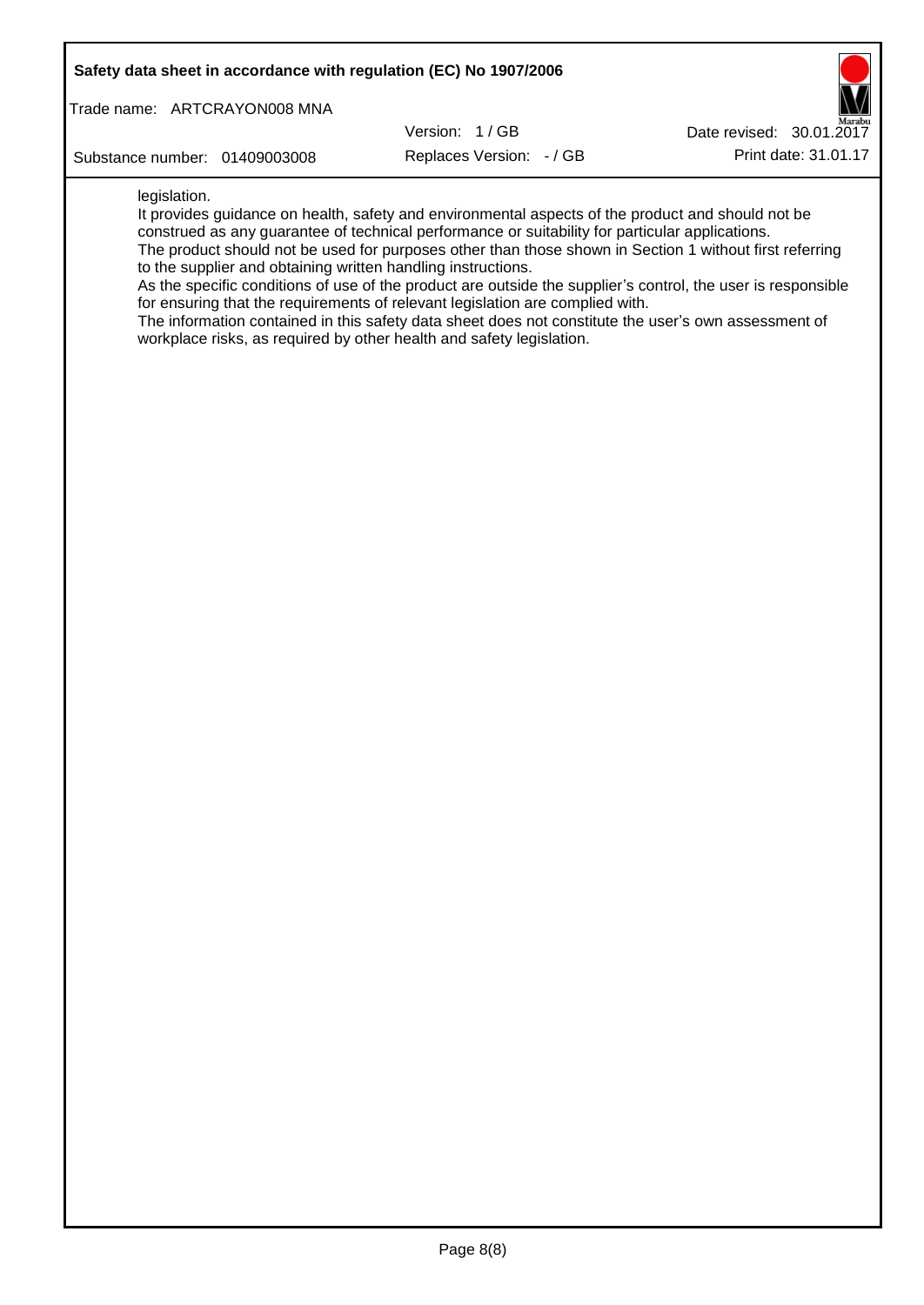legislation.

It provides guidance on health, safety and environmental aspects of the product and should not be construed as any guarantee of technical performance or suitability for particular applications.

The product should not be used for purposes other than those shown in Section 1 without first referring to the supplier and obtaining written handling instructions.

As the specific conditions of use of the product are outside the supplier's control, the user is responsible for ensuring that the requirements of relevant legislation are complied with.

The information contained in this safety data sheet does not constitute the user's own assessment of workplace risks, as required by other health and safety legislation.